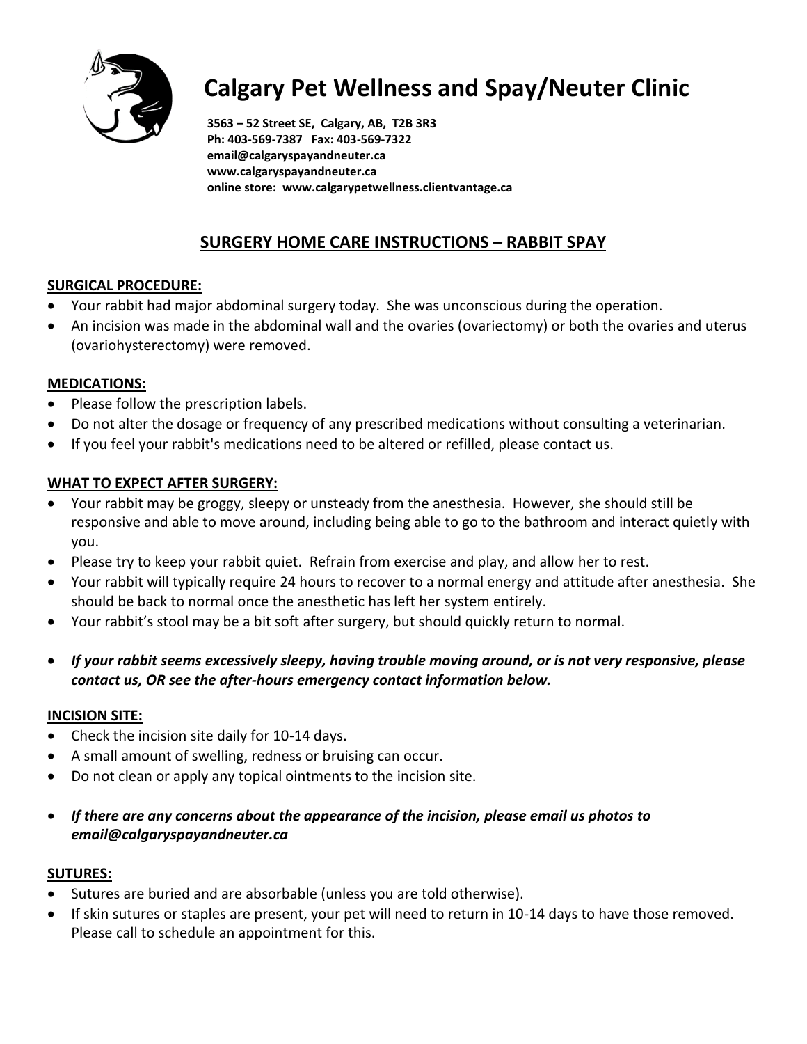# Calgary Pet Wellness and Spay/Neuter Clinic

**3563 – 52 Street SE, Calgary, AB, T2B 3R3**
**Ph: 403-569-7387 Fax: 403-569-7322**
**email@calgaryspayandneuter.ca**
**www.calgaryspayandneuter.ca**
**online store: www.calgarypetwellness.clientvantage.ca**

## SURGERY HOME CARE INSTRUCTIONS – RABBIT SPAY

### SURGICAL PROCEDURE:

- Your rabbit had major abdominal surgery today. She was unconscious during the operation.
- An incision was made in the abdominal wall and the ovaries (ovariectomy) or both the ovaries and uterus (ovariohysterectomy) were removed.

### MEDICATIONS:

- Please follow the prescription labels.
- Do not alter the dosage or frequency of any prescribed medications without consulting a veterinarian.
- If you feel your rabbit's medications need to be altered or refilled, please contact us.

### WHAT TO EXPECT AFTER SURGERY:

- Your rabbit may be groggy, sleepy or unsteady from the anesthesia. However, she should still be responsive and able to move around, including being able to go to the bathroom and interact quietly with you.
- Please try to keep your rabbit quiet. Refrain from exercise and play, and allow her to rest.
- Your rabbit will typically require 24 hours to recover to a normal energy and attitude after anesthesia. She should be back to normal once the anesthetic has left her system entirely.
- Your rabbit's stool may be a bit soft after surgery, but should quickly return to normal.
- ***If your rabbit seems excessively sleepy, having trouble moving around, or is not very responsive, please contact us, OR see the after-hours emergency contact information below.***

### INCISION SITE:

- Check the incision site daily for 10-14 days.
- A small amount of swelling, redness or bruising can occur.
- Do not clean or apply any topical ointments to the incision site.
- ***If there are any concerns about the appearance of the incision, please email us photos to email@calgaryspayandneuter.ca***

### SUTURES:

- Sutures are buried and are absorbable (unless you are told otherwise).
- If skin sutures or staples are present, your pet will need to return in 10-14 days to have those removed. Please call to schedule an appointment for this.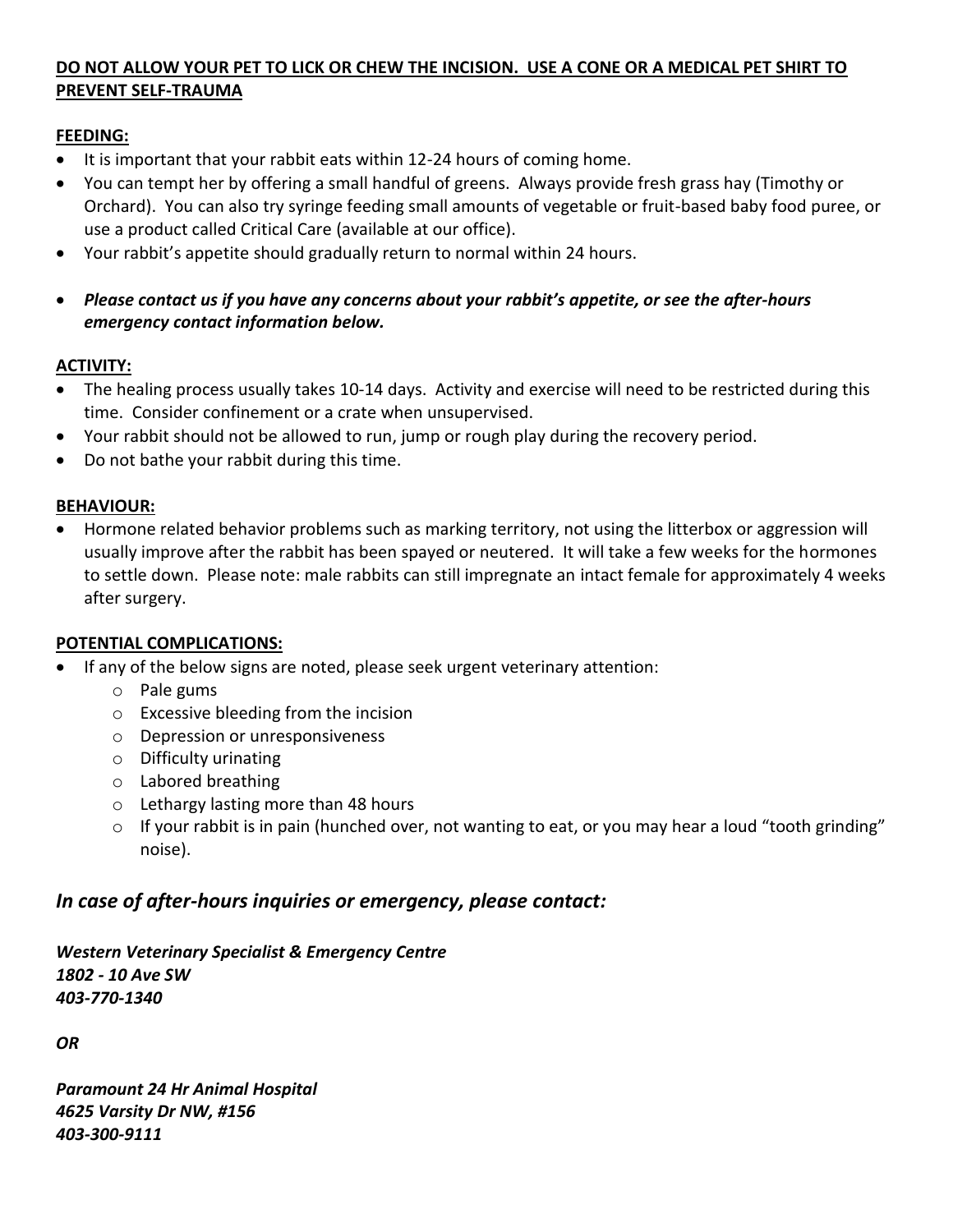**DO NOT ALLOW YOUR PET TO LICK OR CHEW THE INCISION. USE A CONE OR A MEDICAL PET SHIRT TO PREVENT SELF-TRAUMA**

**FEEDING:**

- It is important that your rabbit eats within 12-24 hours of coming home.
- You can tempt her by offering a small handful of greens. Always provide fresh grass hay (Timothy or Orchard). You can also try syringe feeding small amounts of vegetable or fruit-based baby food puree, or use a product called Critical Care (available at our office).
- Your rabbit's appetite should gradually return to normal within 24 hours.
- ***Please contact us if you have any concerns about your rabbit's appetite, or see the after-hours emergency contact information below.***

**ACTIVITY:**

- The healing process usually takes 10-14 days. Activity and exercise will need to be restricted during this time. Consider confinement or a crate when unsupervised.
- Your rabbit should not be allowed to run, jump or rough play during the recovery period.
- Do not bathe your rabbit during this time.

**BEHAVIOUR:**

- Hormone related behavior problems such as marking territory, not using the litterbox or aggression will usually improve after the rabbit has been spayed or neutered. It will take a few weeks for the hormones to settle down. Please note: male rabbits can still impregnate an intact female for approximately 4 weeks after surgery.

**POTENTIAL COMPLICATIONS:**

- If any of the below signs are noted, please seek urgent veterinary attention:
  - Pale gums
  - Excessive bleeding from the incision
  - Depression or unresponsiveness
  - Difficulty urinating
  - Labored breathing
  - Lethargy lasting more than 48 hours
  - If your rabbit is in pain (hunched over, not wanting to eat, or you may hear a loud "tooth grinding" noise).

## *In case of after-hours inquiries or emergency, please contact:*

***Western Veterinary Specialist & Emergency Centre***
***1802 - 10 Ave SW***
***403-770-1340***

***OR***

***Paramount 24 Hr Animal Hospital***
***4625 Varsity Dr NW, #156***
***403-300-9111***